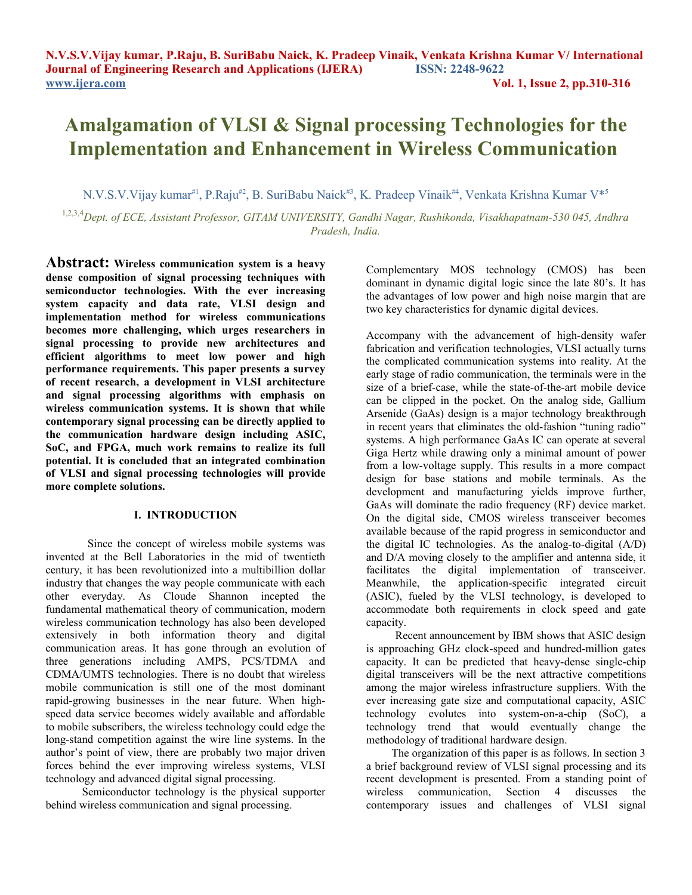# Amalgamation of VLSI & Signal processing Technologies for the Implementation and Enhancement in Wireless Communication

N.V.S.V.Vijay kumar[#1], P.Raju[#2], B. SuriBabu Naick[#3], K. Pradeep Vinaik[#4], Venkata Krishna Kumar V*[5]

[1,2,3,4]*Dept. of ECE, Assistant Professor, GITAM UNIVERSITY, Gandhi Nagar, Rushikonda, Visakhapatnam-530 045, Andhra Pradesh, India.*

**Abstract: Wireless communication system is a heavy dense composition of signal processing techniques with semiconductor technologies. With the ever increasing system capacity and data rate, VLSI design and implementation method for wireless communications becomes more challenging, which urges researchers in signal processing to provide new architectures and efficient algorithms to meet low power and high performance requirements. This paper presents a survey of recent research, a development in VLSI architecture and signal processing algorithms with emphasis on wireless communication systems. It is shown that while contemporary signal processing can be directly applied to the communication hardware design including ASIC, SoC, and FPGA, much work remains to realize its full potential. It is concluded that an integrated combination of VLSI and signal processing technologies will provide more complete solutions.**

## I. INTRODUCTION

Since the concept of wireless mobile systems was invented at the Bell Laboratories in the mid of twentieth century, it has been revolutionized into a multibillion dollar industry that changes the way people communicate with each other everyday. As Cloude Shannon incepted the fundamental mathematical theory of communication, modern wireless communication technology has also been developed extensively in both information theory and digital communication areas. It has gone through an evolution of three generations including AMPS, PCS/TDMA and CDMA/UMTS technologies. There is no doubt that wireless mobile communication is still one of the most dominant rapid-growing businesses in the near future. When high-speed data service becomes widely available and affordable to mobile subscribers, the wireless technology could edge the long-stand competition against the wire line systems. In the author's point of view, there are probably two major driven forces behind the ever improving wireless systems, VLSI technology and advanced digital signal processing.

Semiconductor technology is the physical supporter behind wireless communication and signal processing. Complementary MOS technology (CMOS) has been dominant in dynamic digital logic since the late 80's. It has the advantages of low power and high noise margin that are two key characteristics for dynamic digital devices.

Accompany with the advancement of high-density wafer fabrication and verification technologies, VLSI actually turns the complicated communication systems into reality. At the early stage of radio communication, the terminals were in the size of a brief-case, while the state-of-the-art mobile device can be clipped in the pocket. On the analog side, Gallium Arsenide (GaAs) design is a major technology breakthrough in recent years that eliminates the old-fashion "tuning radio" systems. A high performance GaAs IC can operate at several Giga Hertz while drawing only a minimal amount of power from a low-voltage supply. This results in a more compact design for base stations and mobile terminals. As the development and manufacturing yields improve further, GaAs will dominate the radio frequency (RF) device market. On the digital side, CMOS wireless transceiver becomes available because of the rapid progress in semiconductor and the digital IC technologies. As the analog-to-digital (A/D) and D/A moving closely to the amplifier and antenna side, it facilitates the digital implementation of transceiver. Meanwhile, the application-specific integrated circuit (ASIC), fueled by the VLSI technology, is developed to accommodate both requirements in clock speed and gate capacity.

Recent announcement by IBM shows that ASIC design is approaching GHz clock-speed and hundred-million gates capacity. It can be predicted that heavy-dense single-chip digital transceivers will be the next attractive competitions among the major wireless infrastructure suppliers. With the ever increasing gate size and computational capacity, ASIC technology evolutes into system-on-a-chip (SoC), a technology trend that would eventually change the methodology of traditional hardware design.

The organization of this paper is as follows. In section 3 a brief background review of VLSI signal processing and its recent development is presented. From a standing point of wireless communication, Section 4 discusses the contemporary issues and challenges of VLSI signal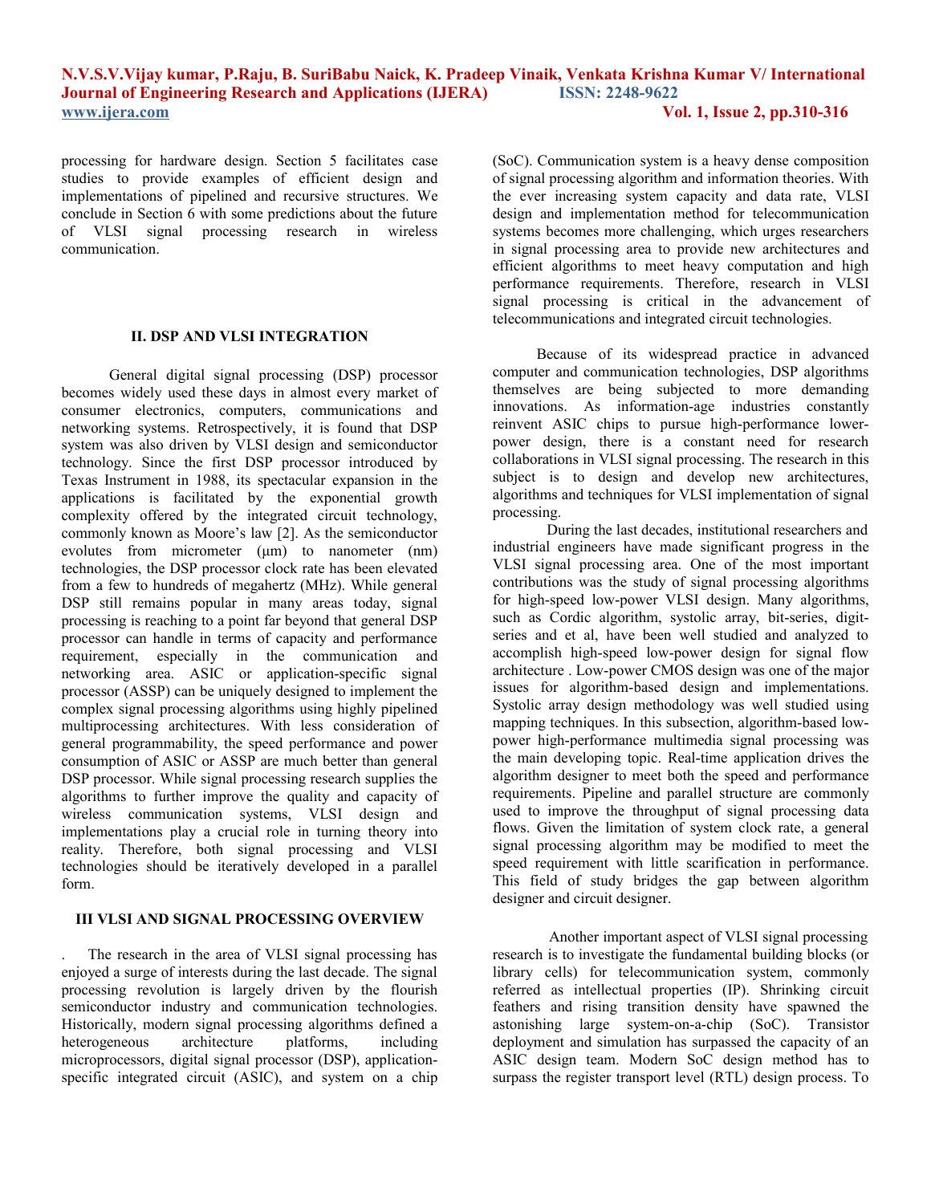processing for hardware design. Section 5 facilitates case studies to provide examples of efficient design and implementations of pipelined and recursive structures. We conclude in Section 6 with some predictions about the future of VLSI signal processing research in wireless communication.

## II. DSP AND VLSI INTEGRATION

General digital signal processing (DSP) processor becomes widely used these days in almost every market of consumer electronics, computers, communications and networking systems. Retrospectively, it is found that DSP system was also driven by VLSI design and semiconductor technology. Since the first DSP processor introduced by Texas Instrument in 1988, its spectacular expansion in the applications is facilitated by the exponential growth complexity offered by the integrated circuit technology, commonly known as Moore's law [2]. As the semiconductor evolutes from micrometer (μm) to nanometer (nm) technologies, the DSP processor clock rate has been elevated from a few to hundreds of megahertz (MHz). While general DSP still remains popular in many areas today, signal processing is reaching to a point far beyond that general DSP processor can handle in terms of capacity and performance requirement, especially in the communication and networking area. ASIC or application-specific signal processor (ASSP) can be uniquely designed to implement the complex signal processing algorithms using highly pipelined multiprocessing architectures. With less consideration of general programmability, the speed performance and power consumption of ASIC or ASSP are much better than general DSP processor. While signal processing research supplies the algorithms to further improve the quality and capacity of wireless communication systems, VLSI design and implementations play a crucial role in turning theory into reality. Therefore, both signal processing and VLSI technologies should be iteratively developed in a parallel form.

## III VLSI AND SIGNAL PROCESSING OVERVIEW

. The research in the area of VLSI signal processing has enjoyed a surge of interests during the last decade. The signal processing revolution is largely driven by the flourish semiconductor industry and communication technologies. Historically, modern signal processing algorithms defined a heterogeneous architecture platforms, including microprocessors, digital signal processor (DSP), application-specific integrated circuit (ASIC), and system on a chip (SoC). Communication system is a heavy dense composition of signal processing algorithm and information theories. With the ever increasing system capacity and data rate, VLSI design and implementation method for telecommunication systems becomes more challenging, which urges researchers in signal processing area to provide new architectures and efficient algorithms to meet heavy computation and high performance requirements. Therefore, research in VLSI signal processing is critical in the advancement of telecommunications and integrated circuit technologies.

Because of its widespread practice in advanced computer and communication technologies, DSP algorithms themselves are being subjected to more demanding innovations. As information-age industries constantly reinvent ASIC chips to pursue high-performance lower-power design, there is a constant need for research collaborations in VLSI signal processing. The research in this subject is to design and develop new architectures, algorithms and techniques for VLSI implementation of signal processing.

During the last decades, institutional researchers and industrial engineers have made significant progress in the VLSI signal processing area. One of the most important contributions was the study of signal processing algorithms for high-speed low-power VLSI design. Many algorithms, such as Cordic algorithm, systolic array, bit-series, digit-series and et al, have been well studied and analyzed to accomplish high-speed low-power design for signal flow architecture . Low-power CMOS design was one of the major issues for algorithm-based design and implementations. Systolic array design methodology was well studied using mapping techniques. In this subsection, algorithm-based low-power high-performance multimedia signal processing was the main developing topic. Real-time application drives the algorithm designer to meet both the speed and performance requirements. Pipeline and parallel structure are commonly used to improve the throughput of signal processing data flows. Given the limitation of system clock rate, a general signal processing algorithm may be modified to meet the speed requirement with little scarification in performance. This field of study bridges the gap between algorithm designer and circuit designer.

Another important aspect of VLSI signal processing research is to investigate the fundamental building blocks (or library cells) for telecommunication system, commonly referred as intellectual properties (IP). Shrinking circuit feathers and rising transition density have spawned the astonishing large system-on-a-chip (SoC). Transistor deployment and simulation has surpassed the capacity of an ASIC design team. Modern SoC design method has to surpass the register transport level (RTL) design process. To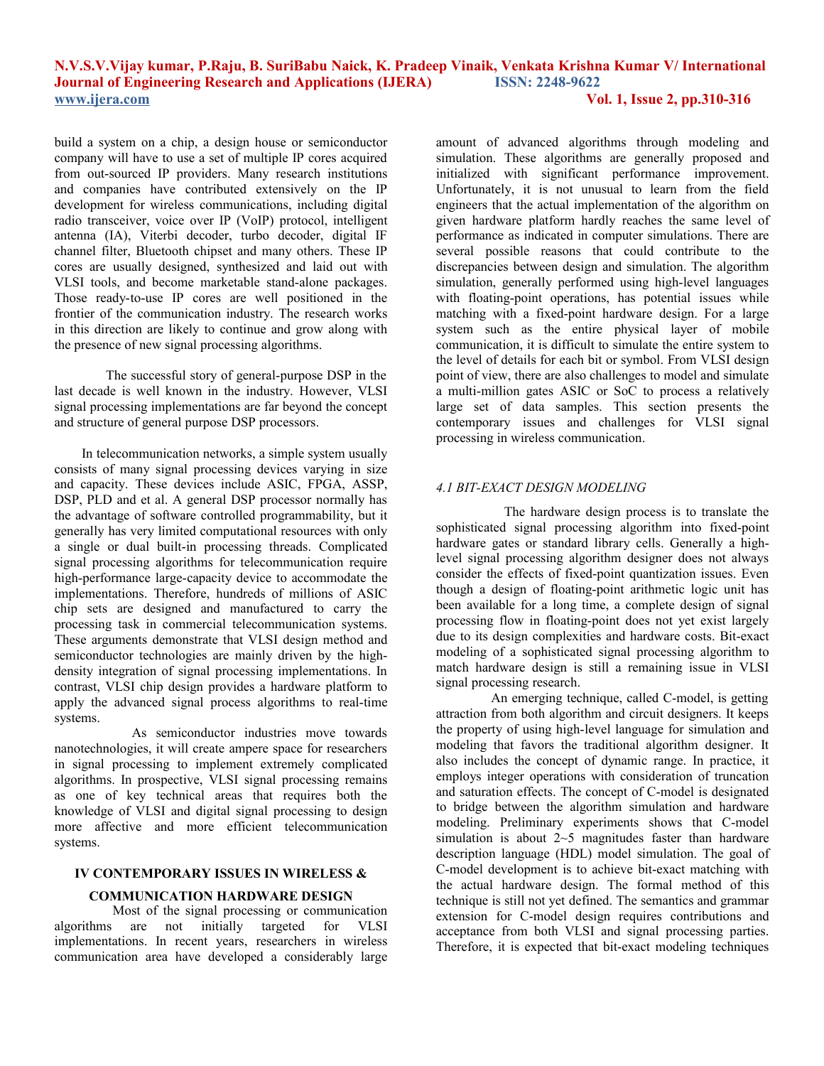build a system on a chip, a design house or semiconductor company will have to use a set of multiple IP cores acquired from out-sourced IP providers. Many research institutions and companies have contributed extensively on the IP development for wireless communications, including digital radio transceiver, voice over IP (VoIP) protocol, intelligent antenna (IA), Viterbi decoder, turbo decoder, digital IF channel filter, Bluetooth chipset and many others. These IP cores are usually designed, synthesized and laid out with VLSI tools, and become marketable stand-alone packages. Those ready-to-use IP cores are well positioned in the frontier of the communication industry. The research works in this direction are likely to continue and grow along with the presence of new signal processing algorithms.

The successful story of general-purpose DSP in the last decade is well known in the industry. However, VLSI signal processing implementations are far beyond the concept and structure of general purpose DSP processors.

In telecommunication networks, a simple system usually consists of many signal processing devices varying in size and capacity. These devices include ASIC, FPGA, ASSP, DSP, PLD and et al. A general DSP processor normally has the advantage of software controlled programmability, but it generally has very limited computational resources with only a single or dual built-in processing threads. Complicated signal processing algorithms for telecommunication require high-performance large-capacity device to accommodate the implementations. Therefore, hundreds of millions of ASIC chip sets are designed and manufactured to carry the processing task in commercial telecommunication systems. These arguments demonstrate that VLSI design method and semiconductor technologies are mainly driven by the high-density integration of signal processing implementations. In contrast, VLSI chip design provides a hardware platform to apply the advanced signal process algorithms to real-time systems.

As semiconductor industries move towards nanotechnologies, it will create ampere space for researchers in signal processing to implement extremely complicated algorithms. In prospective, VLSI signal processing remains as one of key technical areas that requires both the knowledge of VLSI and digital signal processing to design more affective and more efficient telecommunication systems.

## IV CONTEMPORARY ISSUES IN WIRELESS & COMMUNICATION HARDWARE DESIGN

Most of the signal processing or communication algorithms are not initially targeted for VLSI implementations. In recent years, researchers in wireless communication area have developed a considerably large amount of advanced algorithms through modeling and simulation. These algorithms are generally proposed and initialized with significant performance improvement. Unfortunately, it is not unusual to learn from the field engineers that the actual implementation of the algorithm on given hardware platform hardly reaches the same level of performance as indicated in computer simulations. There are several possible reasons that could contribute to the discrepancies between design and simulation. The algorithm simulation, generally performed using high-level languages with floating-point operations, has potential issues while matching with a fixed-point hardware design. For a large system such as the entire physical layer of mobile communication, it is difficult to simulate the entire system to the level of details for each bit or symbol. From VLSI design point of view, there are also challenges to model and simulate a multi-million gates ASIC or SoC to process a relatively large set of data samples. This section presents the contemporary issues and challenges for VLSI signal processing in wireless communication.

### *4.1 BIT-EXACT DESIGN MODELING*

The hardware design process is to translate the sophisticated signal processing algorithm into fixed-point hardware gates or standard library cells. Generally a high-level signal processing algorithm designer does not always consider the effects of fixed-point quantization issues. Even though a design of floating-point arithmetic logic unit has been available for a long time, a complete design of signal processing flow in floating-point does not yet exist largely due to its design complexities and hardware costs. Bit-exact modeling of a sophisticated signal processing algorithm to match hardware design is still a remaining issue in VLSI signal processing research.

An emerging technique, called C-model, is getting attraction from both algorithm and circuit designers. It keeps the property of using high-level language for simulation and modeling that favors the traditional algorithm designer. It also includes the concept of dynamic range. In practice, it employs integer operations with consideration of truncation and saturation effects. The concept of C-model is designated to bridge between the algorithm simulation and hardware modeling. Preliminary experiments shows that C-model simulation is about 2~5 magnitudes faster than hardware description language (HDL) model simulation. The goal of C-model development is to achieve bit-exact matching with the actual hardware design. The formal method of this technique is still not yet defined. The semantics and grammar extension for C-model design requires contributions and acceptance from both VLSI and signal processing parties. Therefore, it is expected that bit-exact modeling techniques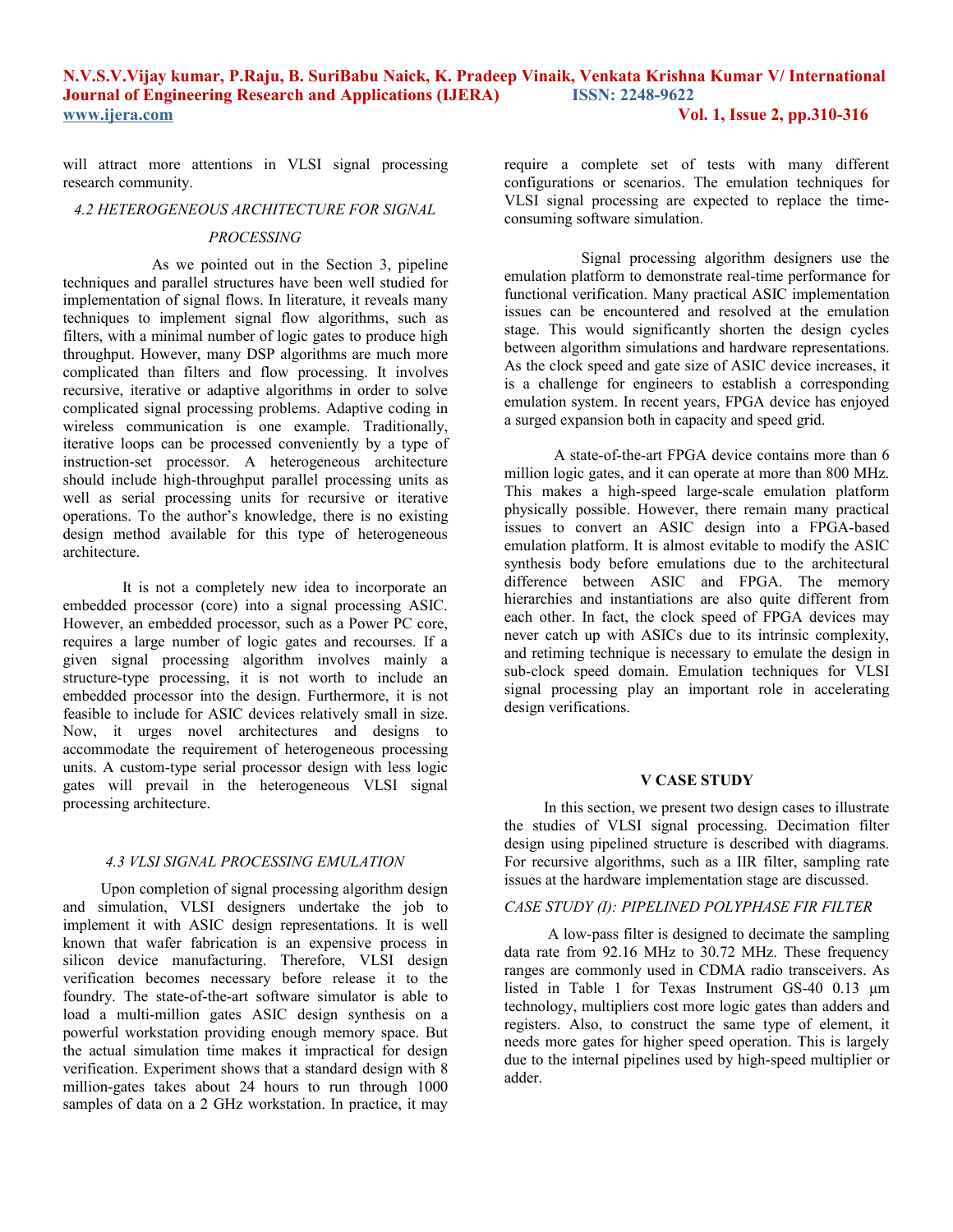will attract more attentions in VLSI signal processing research community.

### *4.2 HETEROGENEOUS ARCHITECTURE FOR SIGNAL PROCESSING*

As we pointed out in the Section 3, pipeline techniques and parallel structures have been well studied for implementation of signal flows. In literature, it reveals many techniques to implement signal flow algorithms, such as filters, with a minimal number of logic gates to produce high throughput. However, many DSP algorithms are much more complicated than filters and flow processing. It involves recursive, iterative or adaptive algorithms in order to solve complicated signal processing problems. Adaptive coding in wireless communication is one example. Traditionally, iterative loops can be processed conveniently by a type of instruction-set processor. A heterogeneous architecture should include high-throughput parallel processing units as well as serial processing units for recursive or iterative operations. To the author's knowledge, there is no existing design method available for this type of heterogeneous architecture.

It is not a completely new idea to incorporate an embedded processor (core) into a signal processing ASIC. However, an embedded processor, such as a Power PC core, requires a large number of logic gates and recourses. If a given signal processing algorithm involves mainly a structure-type processing, it is not worth to include an embedded processor into the design. Furthermore, it is not feasible to include for ASIC devices relatively small in size. Now, it urges novel architectures and designs to accommodate the requirement of heterogeneous processing units. A custom-type serial processor design with less logic gates will prevail in the heterogeneous VLSI signal processing architecture.

### *4.3 VLSI SIGNAL PROCESSING EMULATION*

Upon completion of signal processing algorithm design and simulation, VLSI designers undertake the job to implement it with ASIC design representations. It is well known that wafer fabrication is an expensive process in silicon device manufacturing. Therefore, VLSI design verification becomes necessary before release it to the foundry. The state-of-the-art software simulator is able to load a multi-million gates ASIC design synthesis on a powerful workstation providing enough memory space. But the actual simulation time makes it impractical for design verification. Experiment shows that a standard design with 8 million-gates takes about 24 hours to run through 1000 samples of data on a 2 GHz workstation. In practice, it may require a complete set of tests with many different configurations or scenarios. The emulation techniques for VLSI signal processing are expected to replace the time-consuming software simulation.

Signal processing algorithm designers use the emulation platform to demonstrate real-time performance for functional verification. Many practical ASIC implementation issues can be encountered and resolved at the emulation stage. This would significantly shorten the design cycles between algorithm simulations and hardware representations. As the clock speed and gate size of ASIC device increases, it is a challenge for engineers to establish a corresponding emulation system. In recent years, FPGA device has enjoyed a surged expansion both in capacity and speed grid.

A state-of-the-art FPGA device contains more than 6 million logic gates, and it can operate at more than 800 MHz. This makes a high-speed large-scale emulation platform physically possible. However, there remain many practical issues to convert an ASIC design into a FPGA-based emulation platform. It is almost evitable to modify the ASIC synthesis body before emulations due to the architectural difference between ASIC and FPGA. The memory hierarchies and instantiations are also quite different from each other. In fact, the clock speed of FPGA devices may never catch up with ASICs due to its intrinsic complexity, and retiming technique is necessary to emulate the design in sub-clock speed domain. Emulation techniques for VLSI signal processing play an important role in accelerating design verifications.

## V CASE STUDY

In this section, we present two design cases to illustrate the studies of VLSI signal processing. Decimation filter design using pipelined structure is described with diagrams. For recursive algorithms, such as a IIR filter, sampling rate issues at the hardware implementation stage are discussed.

### *CASE STUDY (I): PIPELINED POLYPHASE FIR FILTER*

A low-pass filter is designed to decimate the sampling data rate from 92.16 MHz to 30.72 MHz. These frequency ranges are commonly used in CDMA radio transceivers. As listed in Table 1 for Texas Instrument GS-40 0.13 μm technology, multipliers cost more logic gates than adders and registers. Also, to construct the same type of element, it needs more gates for higher speed operation. This is largely due to the internal pipelines used by high-speed multiplier or adder.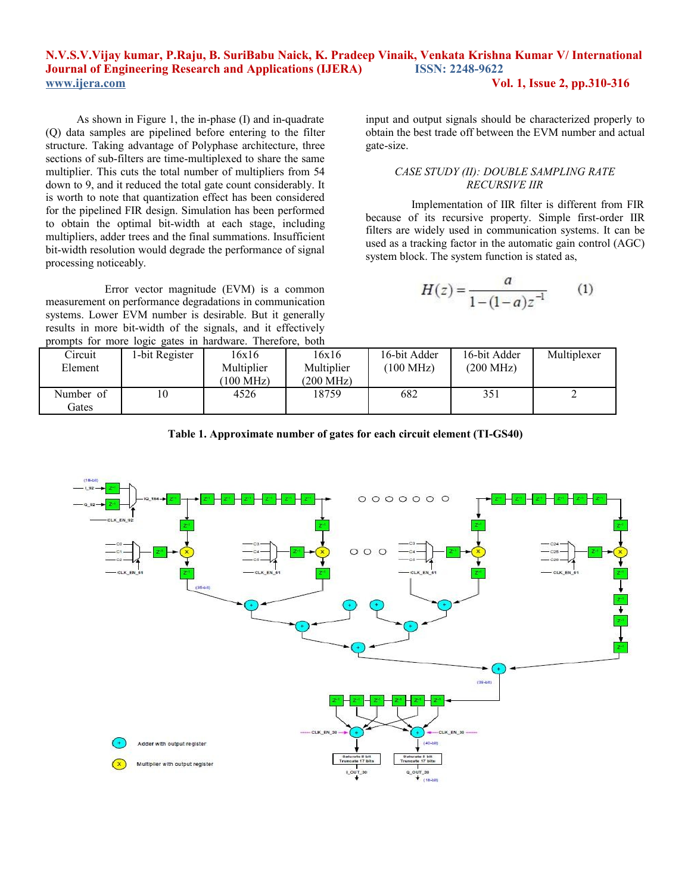As shown in Figure 1, the in-phase (I) and in-quadrate (Q) data samples are pipelined before entering to the filter structure. Taking advantage of Polyphase architecture, three sections of sub-filters are time-multiplexed to share the same multiplier. This cuts the total number of multipliers from 54 down to 9, and it reduced the total gate count considerably. It is worth to note that quantization effect has been considered for the pipelined FIR design. Simulation has been performed to obtain the optimal bit-width at each stage, including multipliers, adder trees and the final summations. Insufficient bit-width resolution would degrade the performance of signal processing noticeably.

Error vector magnitude (EVM) is a common measurement on performance degradations in communication systems. Lower EVM number is desirable. But it generally results in more bit-width of the signals, and it effectively prompts for more logic gates in hardware. Therefore, both input and output signals should be characterized properly to obtain the best trade off between the EVM number and actual gate-size.

### *CASE STUDY (II): DOUBLE SAMPLING RATE RECURSIVE IIR*

Implementation of IIR filter is different from FIR because of its recursive property. Simple first-order IIR filters are widely used in communication systems. It can be used as a tracking factor in the automatic gain control (AGC) system block. The system function is stated as,

$$H(z) = \frac{a}{1-(1-a)z^{-1}} \qquad (1)$$

| Circuit Element | 1-bit Register | 16x16 Multiplier (100 MHz) | 16x16 Multiplier (200 MHz) | 16-bit Adder (100 MHz) | 16-bit Adder (200 MHz) | Multiplexer |
|---|---|---|---|---|---|---|
| Number of Gates | 10 | 4526 | 18759 | 682 | 351 | 2 |

**Table 1. Approximate number of gates for each circuit element (TI-GS40)**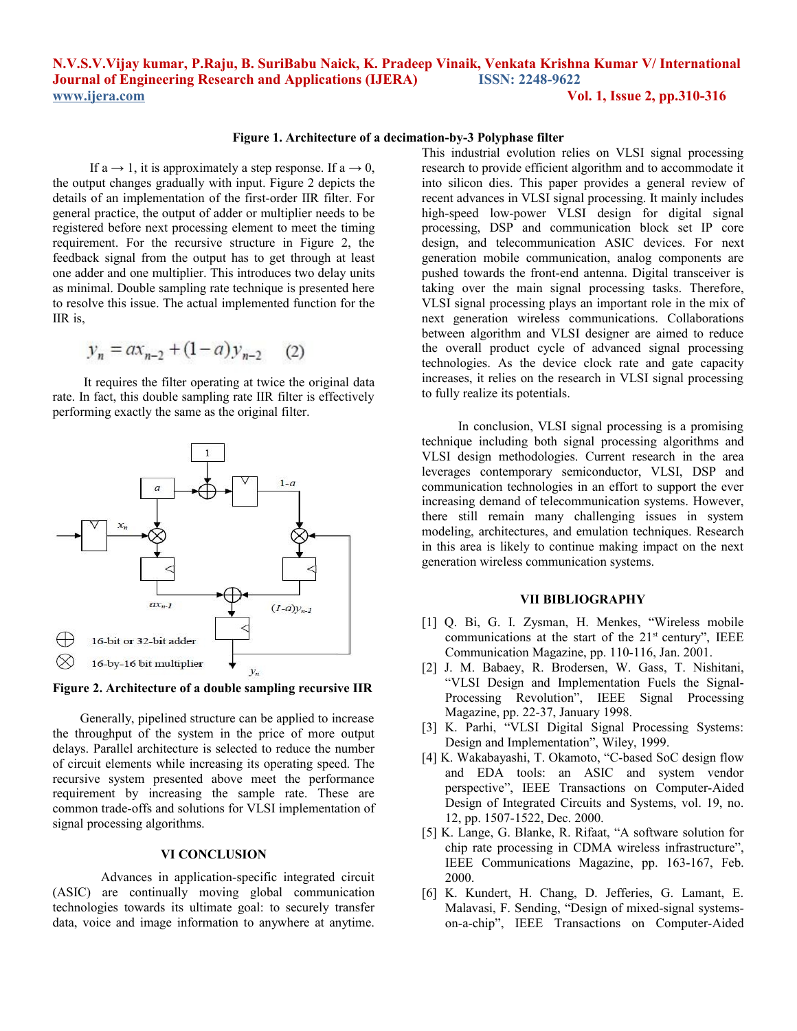**Figure 1. Architecture of a decimation-by-3 Polyphase filter**

If a → 1, it is approximately a step response. If a → 0, the output changes gradually with input. Figure 2 depicts the details of an implementation of the first-order IIR filter. For general practice, the output of adder or multiplier needs to be registered before next processing element to meet the timing requirement. For the recursive structure in Figure 2, the feedback signal from the output has to get through at least one adder and one multiplier. This introduces two delay units as minimal. Double sampling rate technique is presented here to resolve this issue. The actual implemented function for the IIR is,

$$y_n = ax_{n-2} + (1-a)y_{n-2} \quad (2)$$

It requires the filter operating at twice the original data rate. In fact, this double sampling rate IIR filter is effectively performing exactly the same as the original filter.

**Figure 2. Architecture of a double sampling recursive IIR**

Generally, pipelined structure can be applied to increase the throughput of the system in the price of more output delays. Parallel architecture is selected to reduce the number of circuit elements while increasing its operating speed. The recursive system presented above meet the performance requirement by increasing the sample rate. These are common trade-offs and solutions for VLSI implementation of signal processing algorithms.

## VI CONCLUSION

Advances in application-specific integrated circuit (ASIC) are continually moving global communication technologies towards its ultimate goal: to securely transfer data, voice and image information to anywhere at anytime. This industrial evolution relies on VLSI signal processing research to provide efficient algorithm and to accommodate it into silicon dies. This paper provides a general review of recent advances in VLSI signal processing. It mainly includes high-speed low-power VLSI design for digital signal processing, DSP and communication block set IP core design, and telecommunication ASIC devices. For next generation mobile communication, analog components are pushed towards the front-end antenna. Digital transceiver is taking over the main signal processing tasks. Therefore, VLSI signal processing plays an important role in the mix of next generation wireless communications. Collaborations between algorithm and VLSI designer are aimed to reduce the overall product cycle of advanced signal processing technologies. As the device clock rate and gate capacity increases, it relies on the research in VLSI signal processing to fully realize its potentials.

In conclusion, VLSI signal processing is a promising technique including both signal processing algorithms and VLSI design methodologies. Current research in the area leverages contemporary semiconductor, VLSI, DSP and communication technologies in an effort to support the ever increasing demand of telecommunication systems. However, there still remain many challenging issues in system modeling, architectures, and emulation techniques. Research in this area is likely to continue making impact on the next generation wireless communication systems.

## VII BIBLIOGRAPHY

[1] Q. Bi, G. I. Zysman, H. Menkes, "Wireless mobile communications at the start of the 21st century", IEEE Communication Magazine, pp. 110-116, Jan. 2001.

[2] J. M. Babaey, R. Brodersen, W. Gass, T. Nishitani, "VLSI Design and Implementation Fuels the Signal-Processing Revolution", IEEE Signal Processing Magazine, pp. 22-37, January 1998.

[3] K. Parhi, "VLSI Digital Signal Processing Systems: Design and Implementation", Wiley, 1999.

[4] K. Wakabayashi, T. Okamoto, "C-based SoC design flow and EDA tools: an ASIC and system vendor perspective", IEEE Transactions on Computer-Aided Design of Integrated Circuits and Systems, vol. 19, no. 12, pp. 1507-1522, Dec. 2000.

[5] K. Lange, G. Blanke, R. Rifaat, "A software solution for chip rate processing in CDMA wireless infrastructure", IEEE Communications Magazine, pp. 163-167, Feb. 2000.

[6] K. Kundert, H. Chang, D. Jefferies, G. Lamant, E. Malavasi, F. Sending, "Design of mixed-signal systems-on-a-chip", IEEE Transactions on Computer-Aided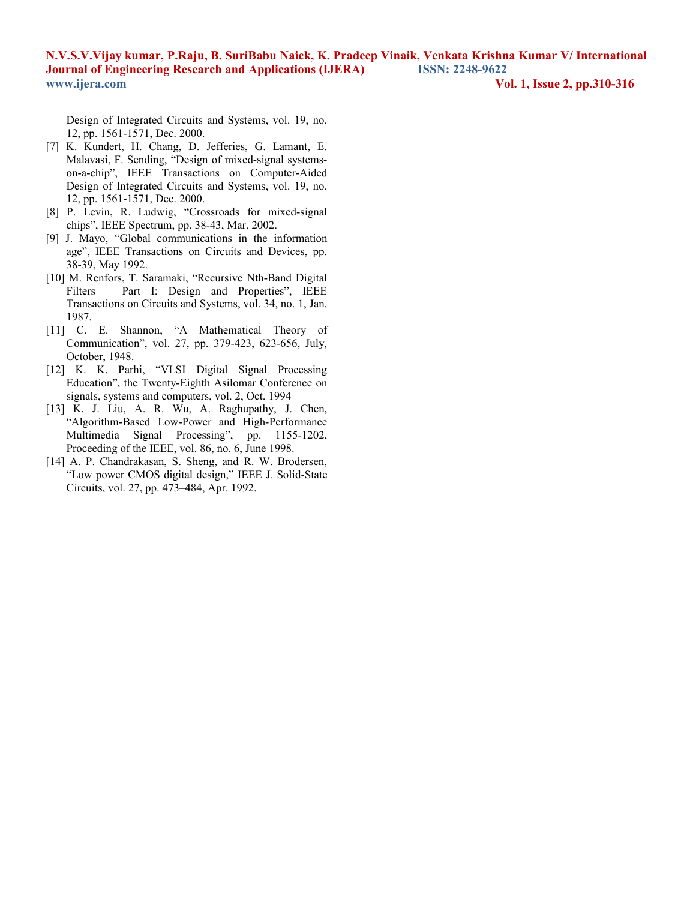Design of Integrated Circuits and Systems, vol. 19, no. 12, pp. 1561-1571, Dec. 2000.

[7] K. Kundert, H. Chang, D. Jefferies, G. Lamant, E. Malavasi, F. Sending, "Design of mixed-signal systems-on-a-chip", IEEE Transactions on Computer-Aided Design of Integrated Circuits and Systems, vol. 19, no. 12, pp. 1561-1571, Dec. 2000.

[8] P. Levin, R. Ludwig, "Crossroads for mixed-signal chips", IEEE Spectrum, pp. 38-43, Mar. 2002.

[9] J. Mayo, "Global communications in the information age", IEEE Transactions on Circuits and Devices, pp. 38-39, May 1992.

[10] M. Renfors, T. Saramaki, "Recursive Nth-Band Digital Filters – Part I: Design and Properties", IEEE Transactions on Circuits and Systems, vol. 34, no. 1, Jan. 1987.

[11] C. E. Shannon, "A Mathematical Theory of Communication", vol. 27, pp. 379-423, 623-656, July, October, 1948.

[12] K. K. Parhi, "VLSI Digital Signal Processing Education", the Twenty-Eighth Asilomar Conference on signals, systems and computers, vol. 2, Oct. 1994

[13] K. J. Liu, A. R. Wu, A. Raghupathy, J. Chen, "Algorithm-Based Low-Power and High-Performance Multimedia Signal Processing", pp. 1155-1202, Proceeding of the IEEE, vol. 86, no. 6, June 1998.

[14] A. P. Chandrakasan, S. Sheng, and R. W. Brodersen, "Low power CMOS digital design," IEEE J. Solid-State Circuits, vol. 27, pp. 473–484, Apr. 1992.